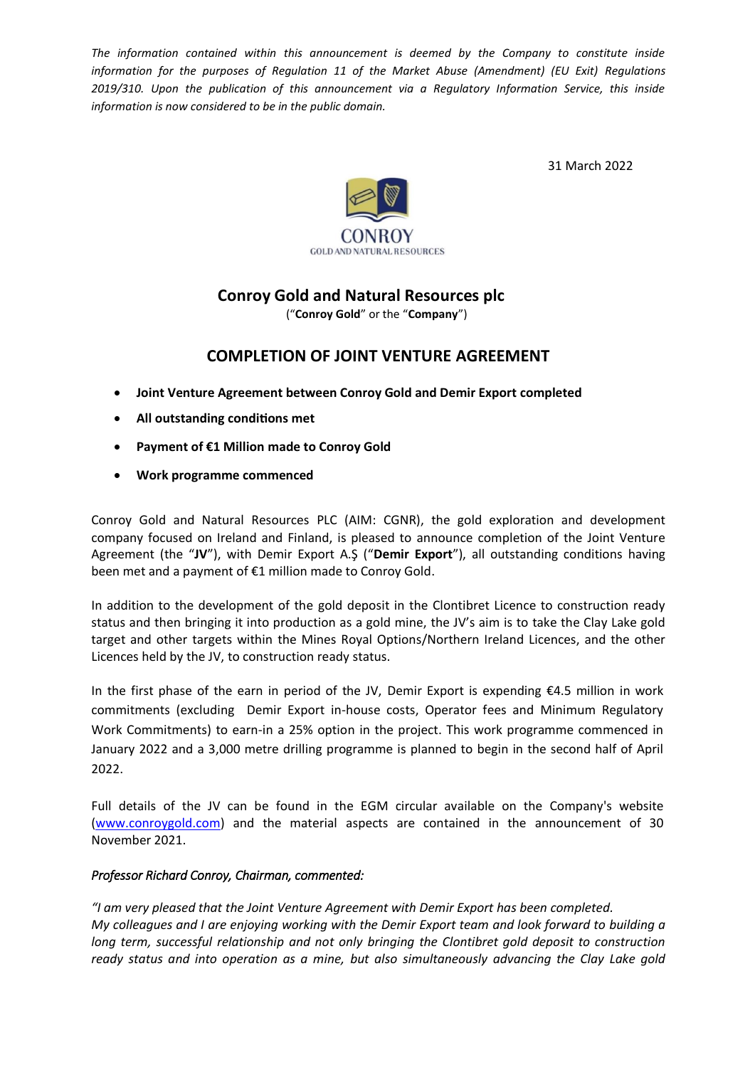*The information contained within this announcement is deemed by the Company to constitute inside information for the purposes of Regulation 11 of the Market Abuse (Amendment) (EU Exit) Regulations 2019/310. Upon the publication of this announcement via a Regulatory Information Service, this inside information is now considered to be in the public domain.*

31 March 2022

CONROY
GOLD AND NATURAL RESOURCES

# Conroy Gold and Natural Resources plc

("**Conroy Gold**" or the "**Company**")

## COMPLETION OF JOINT VENTURE AGREEMENT

- **Joint Venture Agreement between Conroy Gold and Demir Export completed**
- **All outstanding conditions met**
- **Payment of €1 Million made to Conroy Gold**
- **Work programme commenced**

Conroy Gold and Natural Resources PLC (AIM: CGNR), the gold exploration and development company focused on Ireland and Finland, is pleased to announce completion of the Joint Venture Agreement (the "**JV**"), with Demir Export A.Ş ("**Demir Export**"), all outstanding conditions having been met and a payment of €1 million made to Conroy Gold.

In addition to the development of the gold deposit in the Clontibret Licence to construction ready status and then bringing it into production as a gold mine, the JV's aim is to take the Clay Lake gold target and other targets within the Mines Royal Options/Northern Ireland Licences, and the other Licences held by the JV, to construction ready status.

In the first phase of the earn in period of the JV, Demir Export is expending €4.5 million in work commitments (excluding Demir Export in-house costs, Operator fees and Minimum Regulatory Work Commitments) to earn-in a 25% option in the project. This work programme commenced in January 2022 and a 3,000 metre drilling programme is planned to begin in the second half of April 2022.

Full details of the JV can be found in the EGM circular available on the Company's website (www.conroygold.com) and the material aspects are contained in the announcement of 30 November 2021.

*Professor Richard Conroy, Chairman, commented:*

*"I am very pleased that the Joint Venture Agreement with Demir Export has been completed. My colleagues and I are enjoying working with the Demir Export team and look forward to building a long term, successful relationship and not only bringing the Clontibret gold deposit to construction ready status and into operation as a mine, but also simultaneously advancing the Clay Lake gold*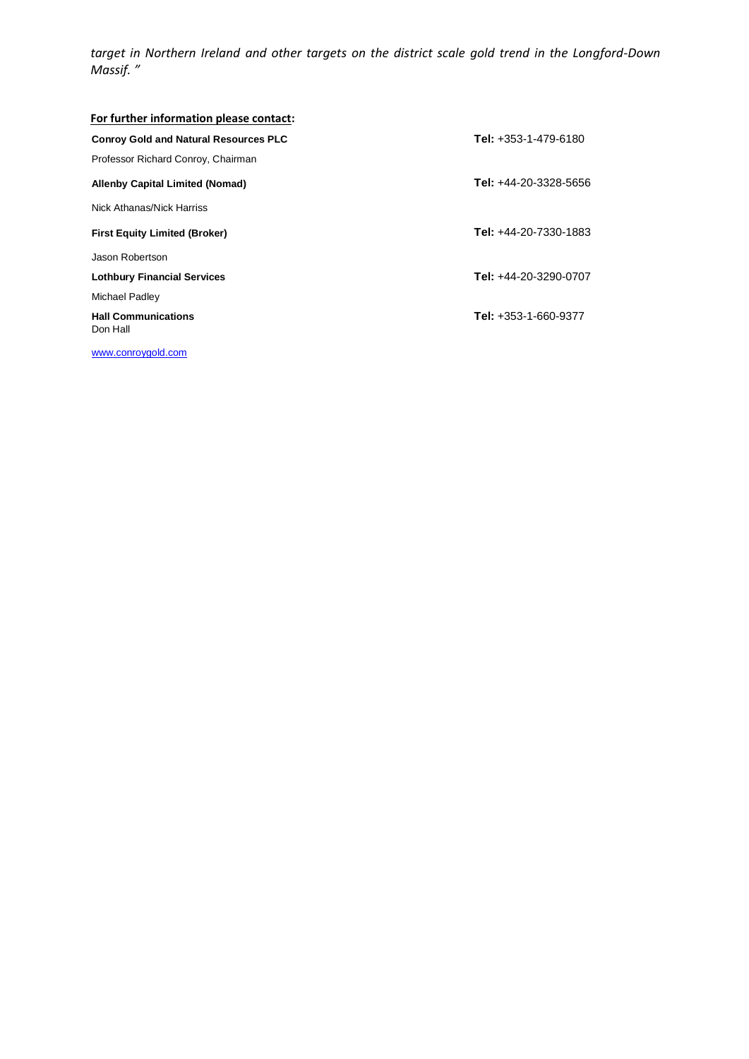*target in Northern Ireland and other targets on the district scale gold trend in the Longford-Down Massif. "*

**For further information please contact:**

| | |
|---|---|
| **Conroy Gold and Natural Resources PLC** | **Tel:** +353-1-479-6180 |
| Professor Richard Conroy, Chairman | |
| **Allenby Capital Limited (Nomad)** | **Tel:** +44-20-3328-5656 |
| Nick Athanas/Nick Harriss | |
| **First Equity Limited (Broker)** | **Tel:** +44-20-7330-1883 |
| Jason Robertson | |
| **Lothbury Financial Services** | **Tel:** +44-20-3290-0707 |
| Michael Padley | |
| **Hall Communications**<br>Don Hall | **Tel:** +353-1-660-9377 |

www.conroygold.com